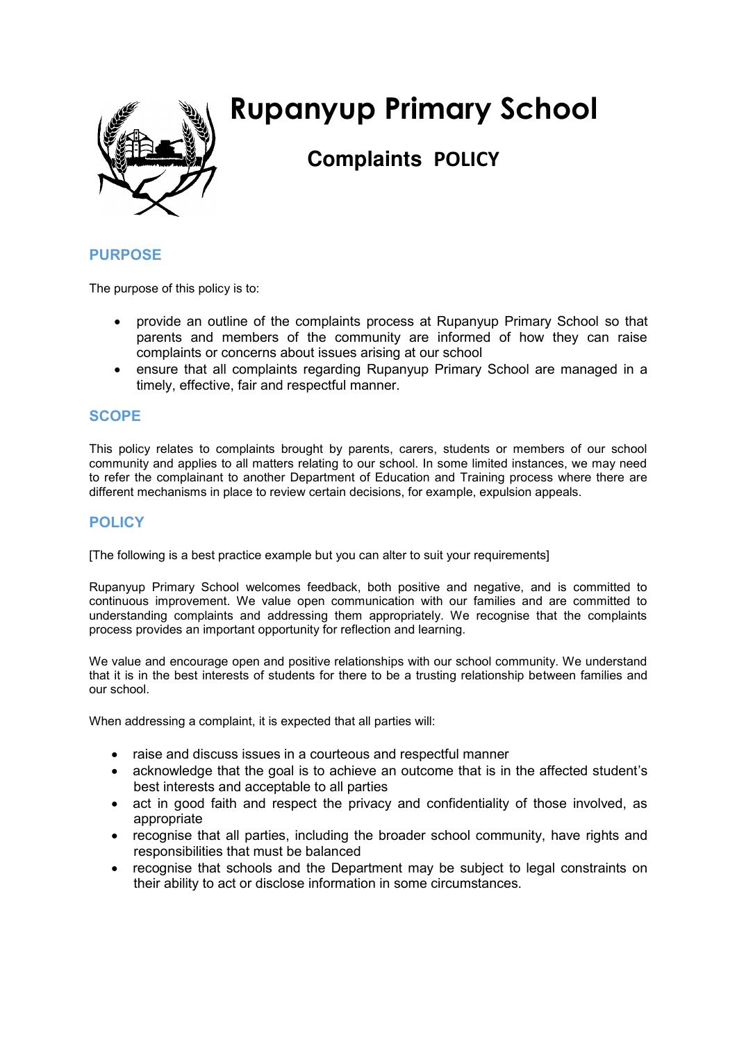# Rupanyup Primary School

## Complaints POLICY

## PURPOSE

The purpose of this policy is to:

- provide an outline of the complaints process at Rupanyup Primary School so that parents and members of the community are informed of how they can raise complaints or concerns about issues arising at our school
- ensure that all complaints regarding Rupanyup Primary School are managed in a timely, effective, fair and respectful manner.

## SCOPE

This policy relates to complaints brought by parents, carers, students or members of our school community and applies to all matters relating to our school. In some limited instances, we may need to refer the complainant to another Department of Education and Training process where there are different mechanisms in place to review certain decisions, for example, expulsion appeals.

## POLICY

[The following is a best practice example but you can alter to suit your requirements]

Rupanyup Primary School welcomes feedback, both positive and negative, and is committed to continuous improvement. We value open communication with our families and are committed to understanding complaints and addressing them appropriately. We recognise that the complaints process provides an important opportunity for reflection and learning.

We value and encourage open and positive relationships with our school community. We understand that it is in the best interests of students for there to be a trusting relationship between families and our school.

When addressing a complaint, it is expected that all parties will:

- raise and discuss issues in a courteous and respectful manner
- acknowledge that the goal is to achieve an outcome that is in the affected student's best interests and acceptable to all parties
- act in good faith and respect the privacy and confidentiality of those involved, as appropriate
- recognise that all parties, including the broader school community, have rights and responsibilities that must be balanced
- recognise that schools and the Department may be subject to legal constraints on their ability to act or disclose information in some circumstances.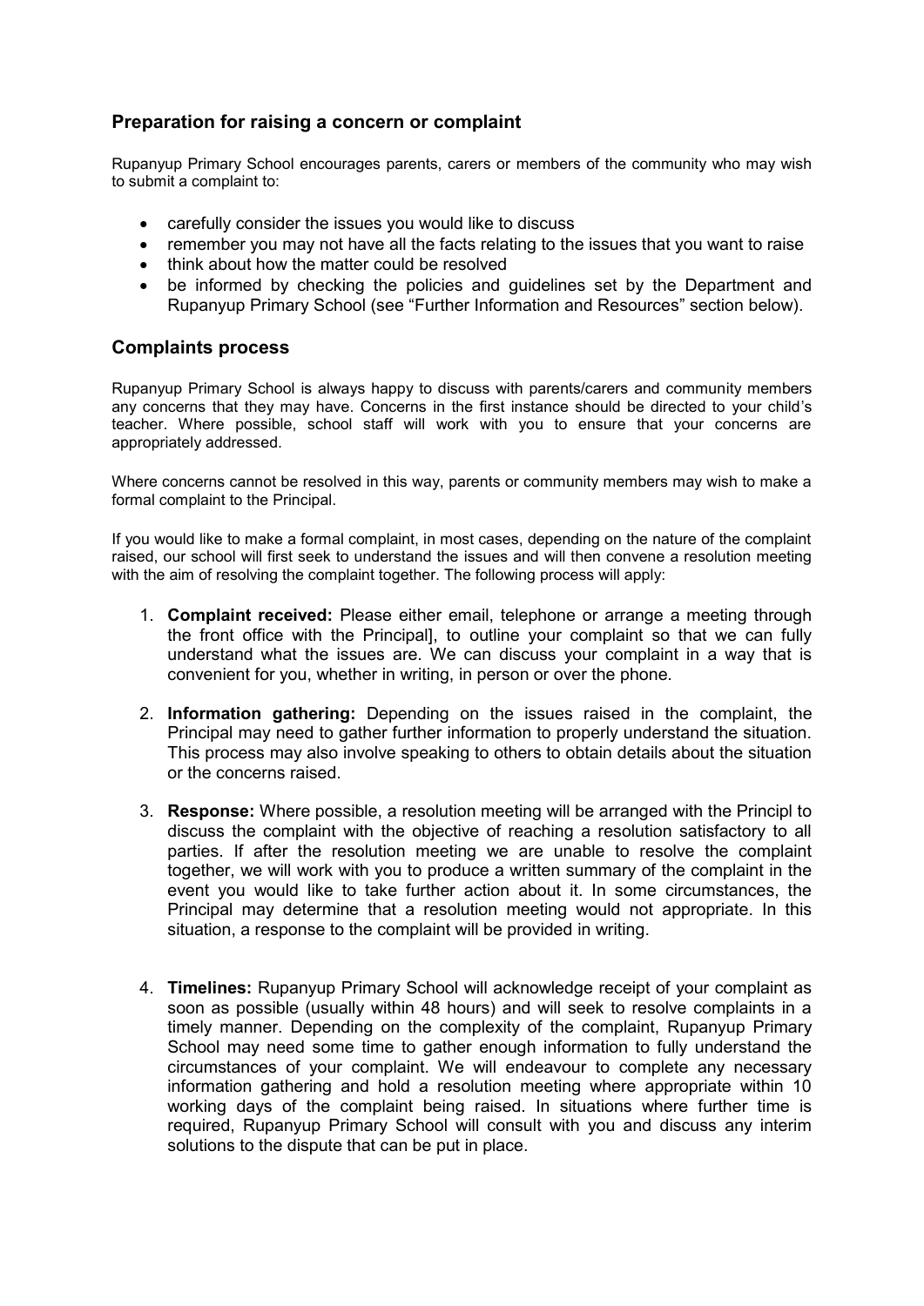## Preparation for raising a concern or complaint

Rupanyup Primary School encourages parents, carers or members of the community who may wish to submit a complaint to:

- carefully consider the issues you would like to discuss
- remember you may not have all the facts relating to the issues that you want to raise
- think about how the matter could be resolved
- be informed by checking the policies and guidelines set by the Department and Rupanyup Primary School (see "Further Information and Resources" section below).

## Complaints process

Rupanyup Primary School is always happy to discuss with parents/carers and community members any concerns that they may have. Concerns in the first instance should be directed to your child's teacher. Where possible, school staff will work with you to ensure that your concerns are appropriately addressed.

Where concerns cannot be resolved in this way, parents or community members may wish to make a formal complaint to the Principal.

If you would like to make a formal complaint, in most cases, depending on the nature of the complaint raised, our school will first seek to understand the issues and will then convene a resolution meeting with the aim of resolving the complaint together. The following process will apply:

1. **Complaint received:** Please either email, telephone or arrange a meeting through the front office with the Principal], to outline your complaint so that we can fully understand what the issues are. We can discuss your complaint in a way that is convenient for you, whether in writing, in person or over the phone.

2. **Information gathering:** Depending on the issues raised in the complaint, the Principal may need to gather further information to properly understand the situation. This process may also involve speaking to others to obtain details about the situation or the concerns raised.

3. **Response:** Where possible, a resolution meeting will be arranged with the Principl to discuss the complaint with the objective of reaching a resolution satisfactory to all parties. If after the resolution meeting we are unable to resolve the complaint together, we will work with you to produce a written summary of the complaint in the event you would like to take further action about it. In some circumstances, the Principal may determine that a resolution meeting would not appropriate. In this situation, a response to the complaint will be provided in writing.

4. **Timelines:** Rupanyup Primary School will acknowledge receipt of your complaint as soon as possible (usually within 48 hours) and will seek to resolve complaints in a timely manner. Depending on the complexity of the complaint, Rupanyup Primary School may need some time to gather enough information to fully understand the circumstances of your complaint. We will endeavour to complete any necessary information gathering and hold a resolution meeting where appropriate within 10 working days of the complaint being raised. In situations where further time is required, Rupanyup Primary School will consult with you and discuss any interim solutions to the dispute that can be put in place.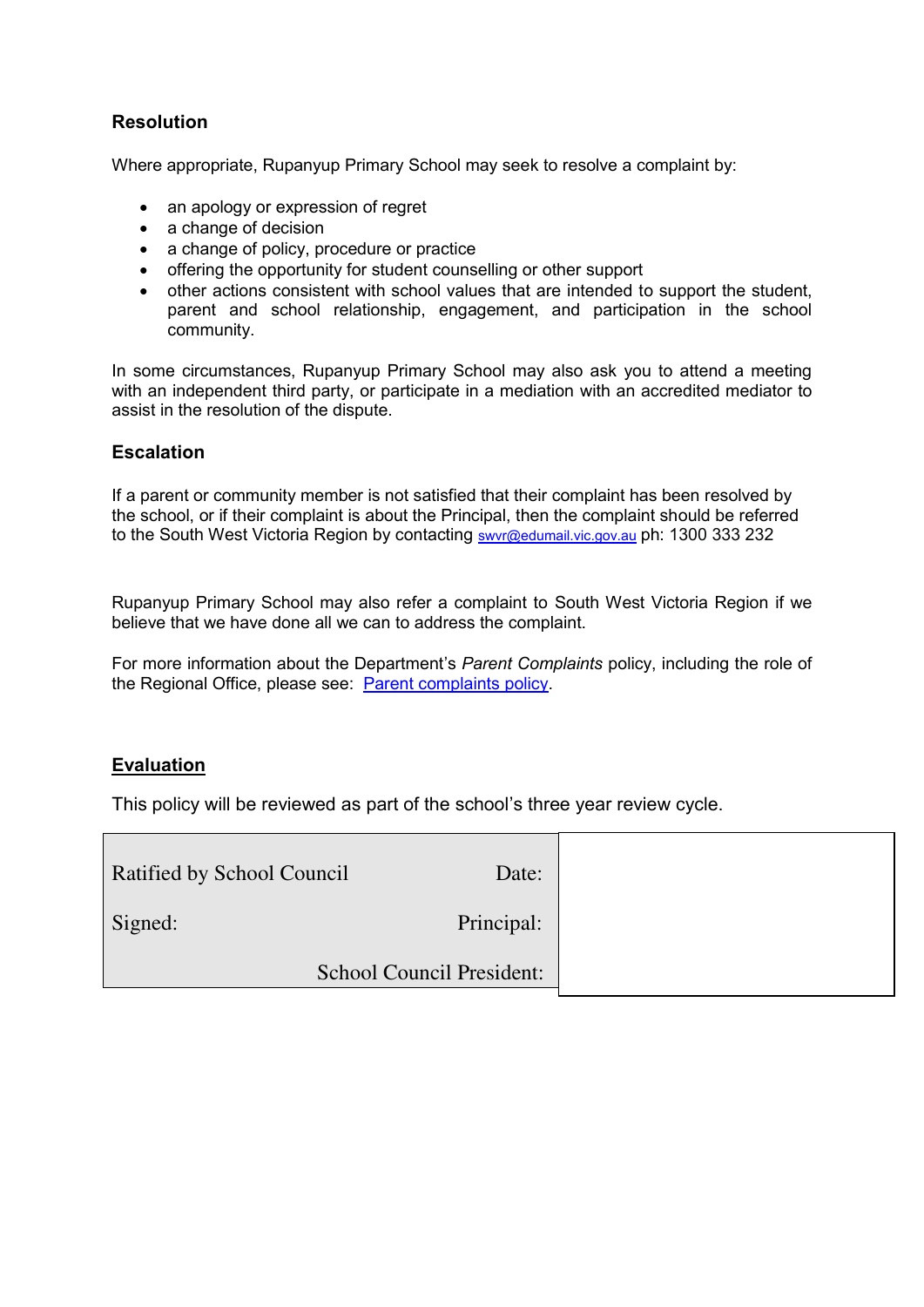### Resolution

Where appropriate, Rupanyup Primary School may seek to resolve a complaint by:

- an apology or expression of regret
- a change of decision
- a change of policy, procedure or practice
- offering the opportunity for student counselling or other support
- other actions consistent with school values that are intended to support the student, parent and school relationship, engagement, and participation in the school community.

In some circumstances, Rupanyup Primary School may also ask you to attend a meeting with an independent third party, or participate in a mediation with an accredited mediator to assist in the resolution of the dispute.

### Escalation

If a parent or community member is not satisfied that their complaint has been resolved by the school, or if their complaint is about the Principal, then the complaint should be referred to the South West Victoria Region by contacting swvr@edumail.vic.gov.au ph: 1300 333 232

Rupanyup Primary School may also refer a complaint to South West Victoria Region if we believe that we have done all we can to address the complaint.

For more information about the Department's *Parent Complaints* policy, including the role of the Regional Office, please see: [Parent complaints policy](Parent complaints policy).

### Evaluation

This policy will be reviewed as part of the school's three year review cycle.

| | | |
|---|---|---|
| Ratified by School Council | Date: | |
| Signed: | Principal: | |
| | School Council President: | |